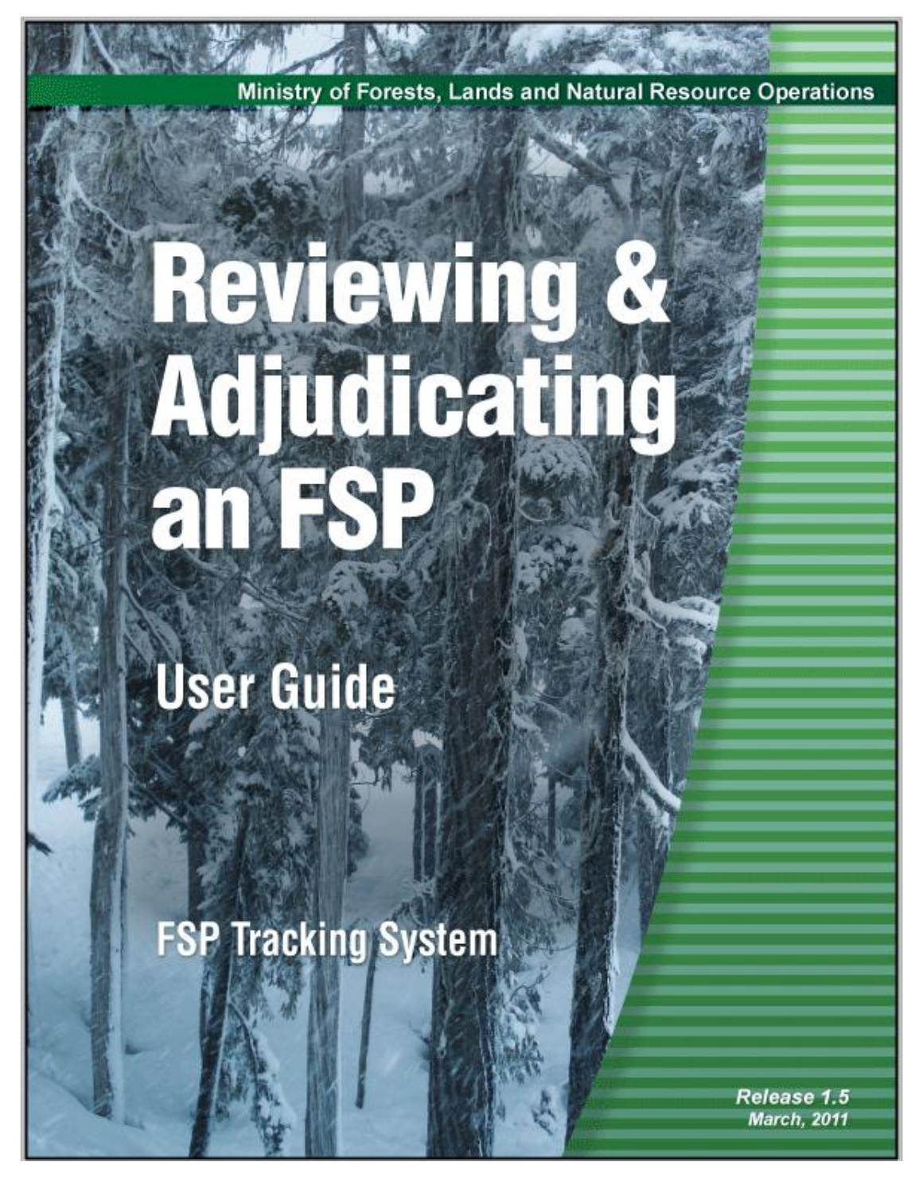Ministry of Forests, Lands and Natural Resource Operations

# Reviewing & Adjudicating an FSP

## User Guide

## FSP Tracking System

*Release 1.5*
*March, 2011*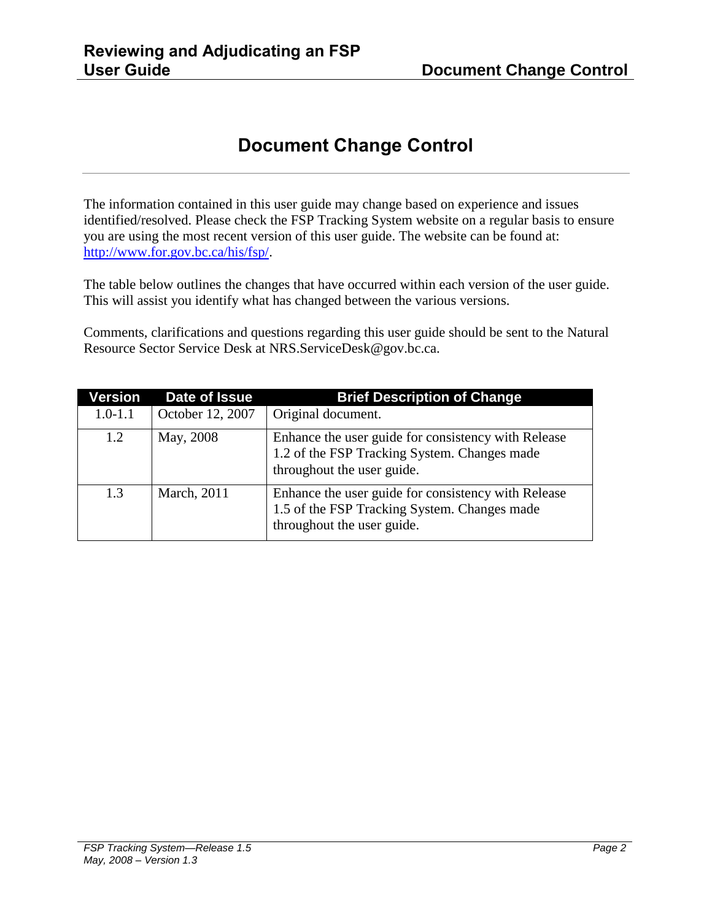# Document Change Control

The information contained in this user guide may change based on experience and issues identified/resolved. Please check the FSP Tracking System website on a regular basis to ensure you are using the most recent version of this user guide. The website can be found at: [http://www.for.gov.bc.ca/his/fsp/](http://www.for.gov.bc.ca/his/fsp/).

The table below outlines the changes that have occurred within each version of the user guide. This will assist you identify what has changed between the various versions.

Comments, clarifications and questions regarding this user guide should be sent to the Natural Resource Sector Service Desk at NRS.ServiceDesk@gov.bc.ca.

| Version | Date of Issue | Brief Description of Change |
| --- | --- | --- |
| 1.0-1.1 | October 12, 2007 | Original document. |
| 1.2 | May, 2008 | Enhance the user guide for consistency with Release 1.2 of the FSP Tracking System. Changes made throughout the user guide. |
| 1.3 | March, 2011 | Enhance the user guide for consistency with Release 1.5 of the FSP Tracking System. Changes made throughout the user guide. |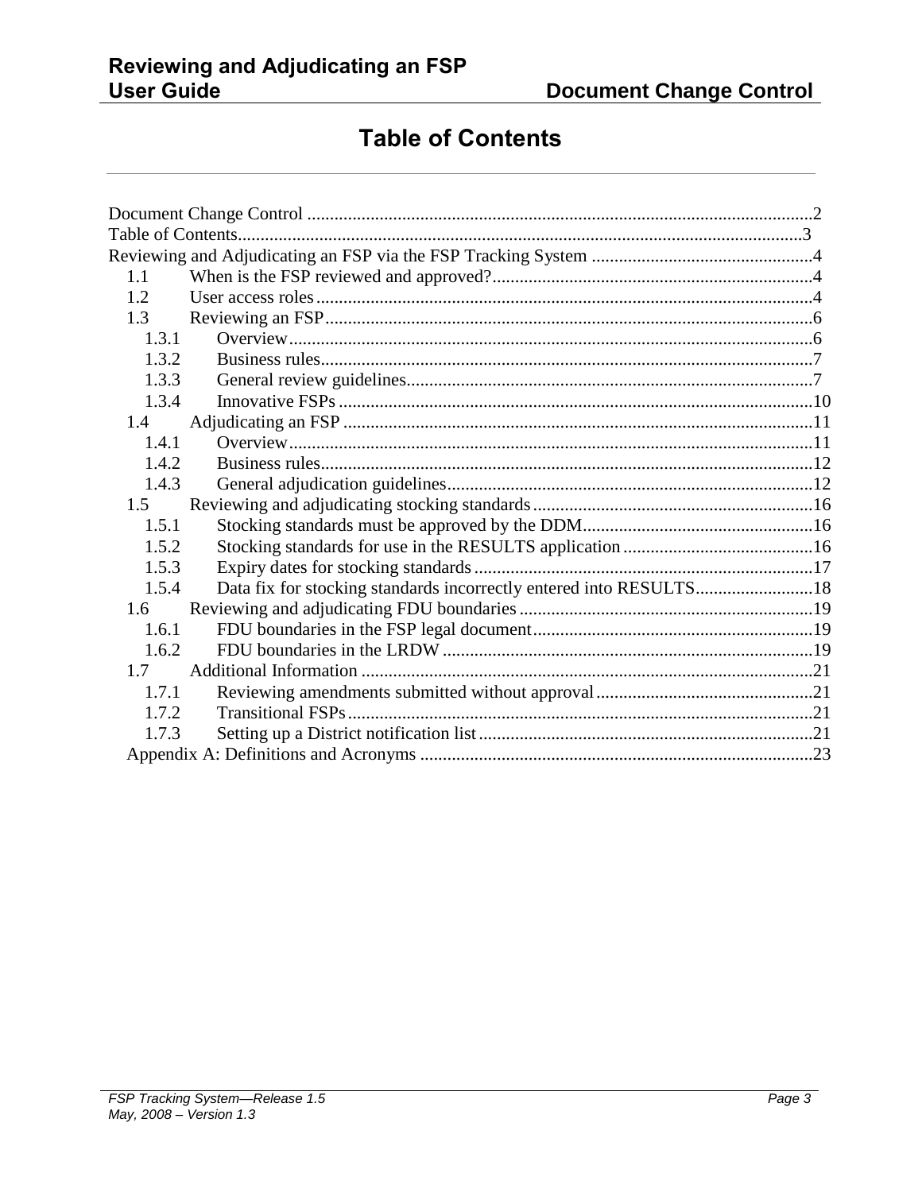# Table of Contents

Document Change Control ....................................................................................................2
Table of Contents.............................................................................................................3
Reviewing and Adjudicating an FSP via the FSP Tracking System ..........................................4
- 1.1 When is the FSP reviewed and approved?.......................................................................4
- 1.2 User access roles.............................................................................................................4
- 1.3 Reviewing an FSP............................................................................................................6
  - 1.3.1 Overview....................................................................................................................6
  - 1.3.2 Business rules.............................................................................................................7
  - 1.3.3 General review guidelines..........................................................................................7
  - 1.3.4 Innovative FSPs.........................................................................................................10
- 1.4 Adjudicating an FSP ........................................................................................................11
  - 1.4.1 Overview....................................................................................................................11
  - 1.4.2 Business rules.............................................................................................................12
  - 1.4.3 General adjudication guidelines.................................................................................12
- 1.5 Reviewing and adjudicating stocking standards..............................................................16
  - 1.5.1 Stocking standards must be approved by the DDM...................................................16
  - 1.5.2 Stocking standards for use in the RESULTS application..........................................16
  - 1.5.3 Expiry dates for stocking standards...........................................................................17
  - 1.5.4 Data fix for stocking standards incorrectly entered into RESULTS..........................18
- 1.6 Reviewing and adjudicating FDU boundaries..................................................................19
  - 1.6.1 FDU boundaries in the FSP legal document..............................................................19
  - 1.6.2 FDU boundaries in the LRDW..................................................................................19
- 1.7 Additional Information ....................................................................................................21
  - 1.7.1 Reviewing amendments submitted without approval................................................21
  - 1.7.2 Transitional FSPs.......................................................................................................21
  - 1.7.3 Setting up a District notification list..........................................................................21
- Appendix A: Definitions and Acronyms .............................................................................23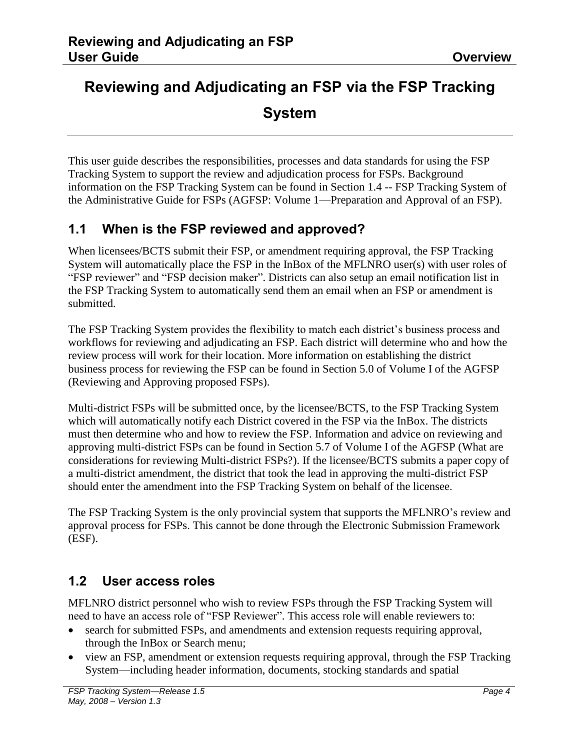# Reviewing and Adjudicating an FSP via the FSP Tracking System

This user guide describes the responsibilities, processes and data standards for using the FSP Tracking System to support the review and adjudication process for FSPs. Background information on the FSP Tracking System can be found in Section 1.4 -- FSP Tracking System of the Administrative Guide for FSPs (AGFSP: Volume 1—Preparation and Approval of an FSP).

## 1.1 When is the FSP reviewed and approved?

When licensees/BCTS submit their FSP, or amendment requiring approval, the FSP Tracking System will automatically place the FSP in the InBox of the MFLNRO user(s) with user roles of "FSP reviewer" and "FSP decision maker". Districts can also setup an email notification list in the FSP Tracking System to automatically send them an email when an FSP or amendment is submitted.

The FSP Tracking System provides the flexibility to match each district's business process and workflows for reviewing and adjudicating an FSP. Each district will determine who and how the review process will work for their location. More information on establishing the district business process for reviewing the FSP can be found in Section 5.0 of Volume I of the AGFSP (Reviewing and Approving proposed FSPs).

Multi-district FSPs will be submitted once, by the licensee/BCTS, to the FSP Tracking System which will automatically notify each District covered in the FSP via the InBox. The districts must then determine who and how to review the FSP. Information and advice on reviewing and approving multi-district FSPs can be found in Section 5.7 of Volume I of the AGFSP (What are considerations for reviewing Multi-district FSPs?). If the licensee/BCTS submits a paper copy of a multi-district amendment, the district that took the lead in approving the multi-district FSP should enter the amendment into the FSP Tracking System on behalf of the licensee.

The FSP Tracking System is the only provincial system that supports the MFLNRO's review and approval process for FSPs. This cannot be done through the Electronic Submission Framework (ESF).

## 1.2 User access roles

MFLNRO district personnel who wish to review FSPs through the FSP Tracking System will need to have an access role of "FSP Reviewer". This access role will enable reviewers to:

- search for submitted FSPs, and amendments and extension requests requiring approval, through the InBox or Search menu;
- view an FSP, amendment or extension requests requiring approval, through the FSP Tracking System—including header information, documents, stocking standards and spatial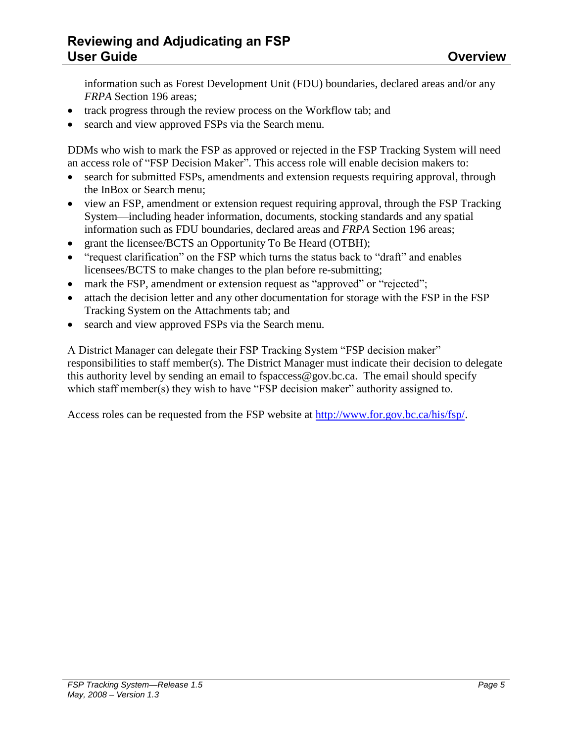information such as Forest Development Unit (FDU) boundaries, declared areas and/or any *FRPA* Section 196 areas;
- track progress through the review process on the Workflow tab; and
- search and view approved FSPs via the Search menu.

DDMs who wish to mark the FSP as approved or rejected in the FSP Tracking System will need an access role of "FSP Decision Maker". This access role will enable decision makers to:

- search for submitted FSPs, amendments and extension requests requiring approval, through the InBox or Search menu;
- view an FSP, amendment or extension request requiring approval, through the FSP Tracking System—including header information, documents, stocking standards and any spatial information such as FDU boundaries, declared areas and *FRPA* Section 196 areas;
- grant the licensee/BCTS an Opportunity To Be Heard (OTBH);
- "request clarification" on the FSP which turns the status back to "draft" and enables licensees/BCTS to make changes to the plan before re-submitting;
- mark the FSP, amendment or extension request as "approved" or "rejected";
- attach the decision letter and any other documentation for storage with the FSP in the FSP Tracking System on the Attachments tab; and
- search and view approved FSPs via the Search menu.

A District Manager can delegate their FSP Tracking System "FSP decision maker" responsibilities to staff member(s). The District Manager must indicate their decision to delegate this authority level by sending an email to fspaccess@gov.bc.ca. The email should specify which staff member(s) they wish to have "FSP decision maker" authority assigned to.

Access roles can be requested from the FSP website at [http://www.for.gov.bc.ca/his/fsp/](http://www.for.gov.bc.ca/his/fsp/).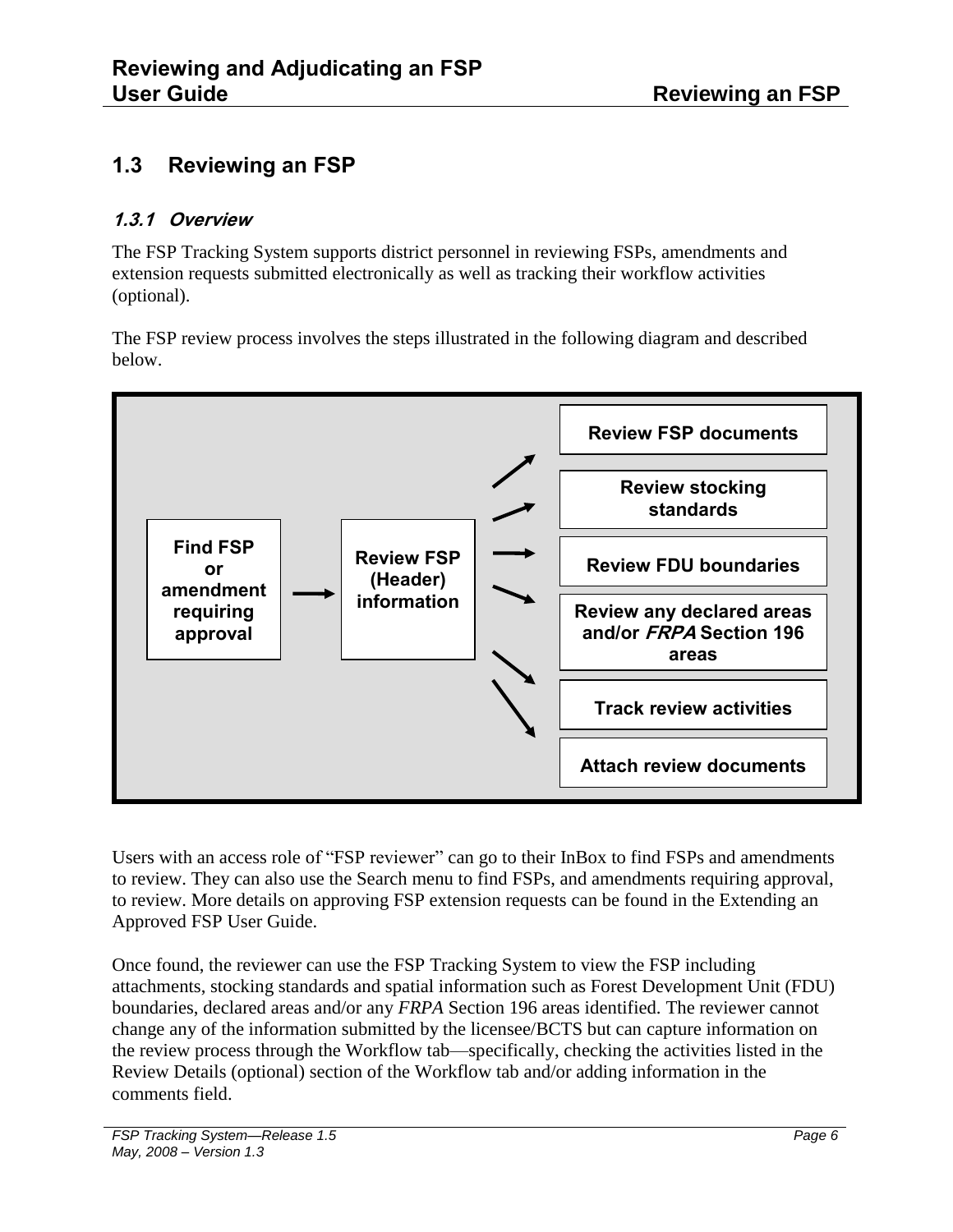## 1.3 Reviewing an FSP

### 1.3.1 Overview

The FSP Tracking System supports district personnel in reviewing FSPs, amendments and extension requests submitted electronically as well as tracking their workflow activities (optional).

The FSP review process involves the steps illustrated in the following diagram and described below.

**Find FSP or amendment requiring approval** → **Review FSP (Header) information** →

- **Review FSP documents**
- **Review stocking standards**
- **Review FDU boundaries**
- **Review any declared areas and/or *FRPA* Section 196 areas**
- **Track review activities**
- **Attach review documents**

Users with an access role of "FSP reviewer" can go to their InBox to find FSPs and amendments to review. They can also use the Search menu to find FSPs, and amendments requiring approval, to review. More details on approving FSP extension requests can be found in the Extending an Approved FSP User Guide.

Once found, the reviewer can use the FSP Tracking System to view the FSP including attachments, stocking standards and spatial information such as Forest Development Unit (FDU) boundaries, declared areas and/or any *FRPA* Section 196 areas identified. The reviewer cannot change any of the information submitted by the licensee/BCTS but can capture information on the review process through the Workflow tab—specifically, checking the activities listed in the Review Details (optional) section of the Workflow tab and/or adding information in the comments field.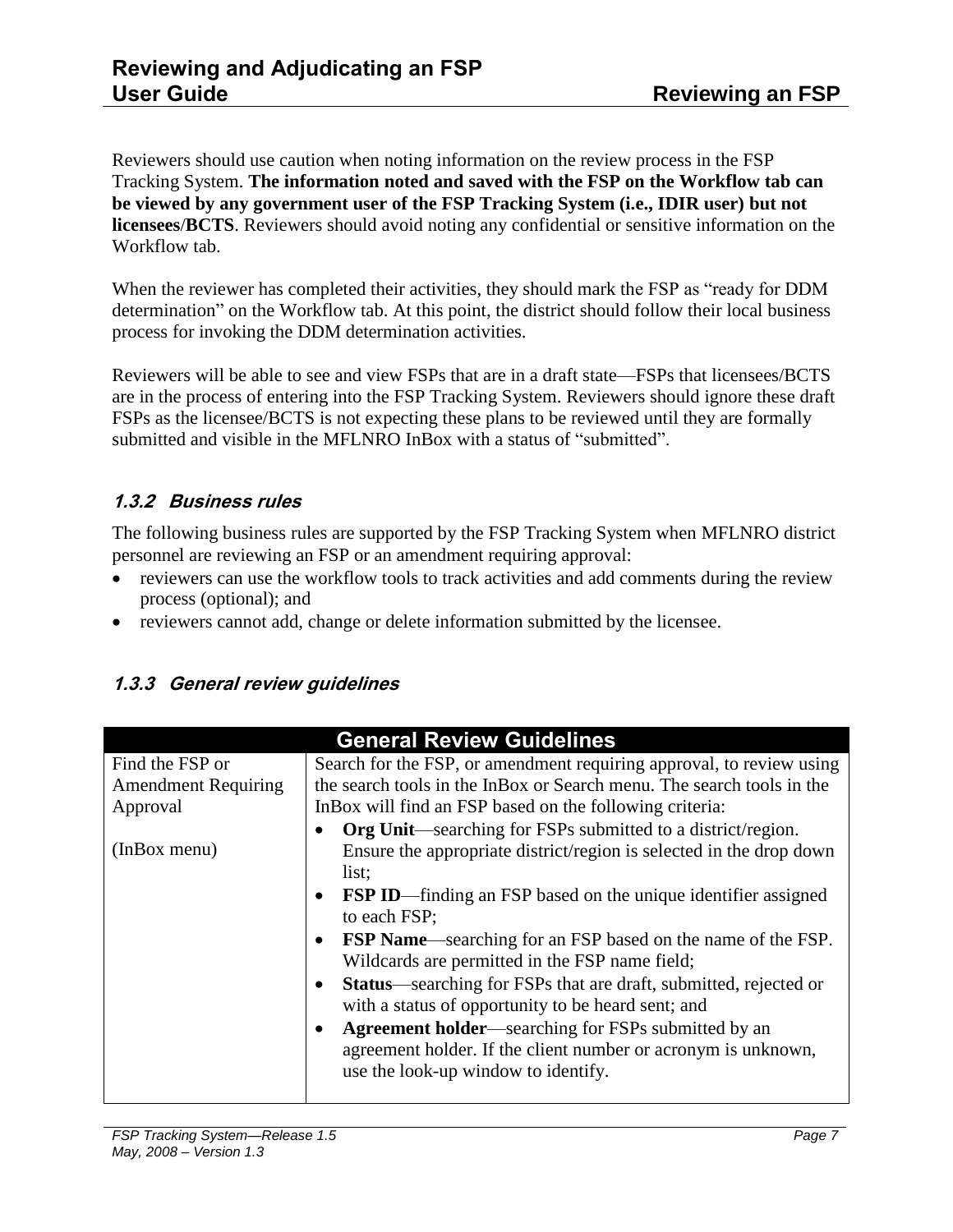Reviewers should use caution when noting information on the review process in the FSP Tracking System. **The information noted and saved with the FSP on the Workflow tab can be viewed by any government user of the FSP Tracking System (i.e., IDIR user) but not licensees/BCTS**. Reviewers should avoid noting any confidential or sensitive information on the Workflow tab.

When the reviewer has completed their activities, they should mark the FSP as "ready for DDM determination" on the Workflow tab. At this point, the district should follow their local business process for invoking the DDM determination activities.

Reviewers will be able to see and view FSPs that are in a draft state—FSPs that licensees/BCTS are in the process of entering into the FSP Tracking System. Reviewers should ignore these draft FSPs as the licensee/BCTS is not expecting these plans to be reviewed until they are formally submitted and visible in the MFLNRO InBox with a status of "submitted".

### *1.3.2 Business rules*

The following business rules are supported by the FSP Tracking System when MFLNRO district personnel are reviewing an FSP or an amendment requiring approval:

- reviewers can use the workflow tools to track activities and add comments during the review process (optional); and
- reviewers cannot add, change or delete information submitted by the licensee.

### *1.3.3 General review guidelines*

| General Review Guidelines | |
|---|---|
| Find the FSP or Amendment Requiring Approval<br><br>(InBox menu) | Search for the FSP, or amendment requiring approval, to review using the search tools in the InBox or Search menu. The search tools in the InBox will find an FSP based on the following criteria:<br>• **Org Unit**—searching for FSPs submitted to a district/region. Ensure the appropriate district/region is selected in the drop down list;<br>• **FSP ID**—finding an FSP based on the unique identifier assigned to each FSP;<br>• **FSP Name**—searching for an FSP based on the name of the FSP. Wildcards are permitted in the FSP name field;<br>• **Status**—searching for FSPs that are draft, submitted, rejected or with a status of opportunity to be heard sent; and<br>• **Agreement holder**—searching for FSPs submitted by an agreement holder. If the client number or acronym is unknown, use the look-up window to identify. |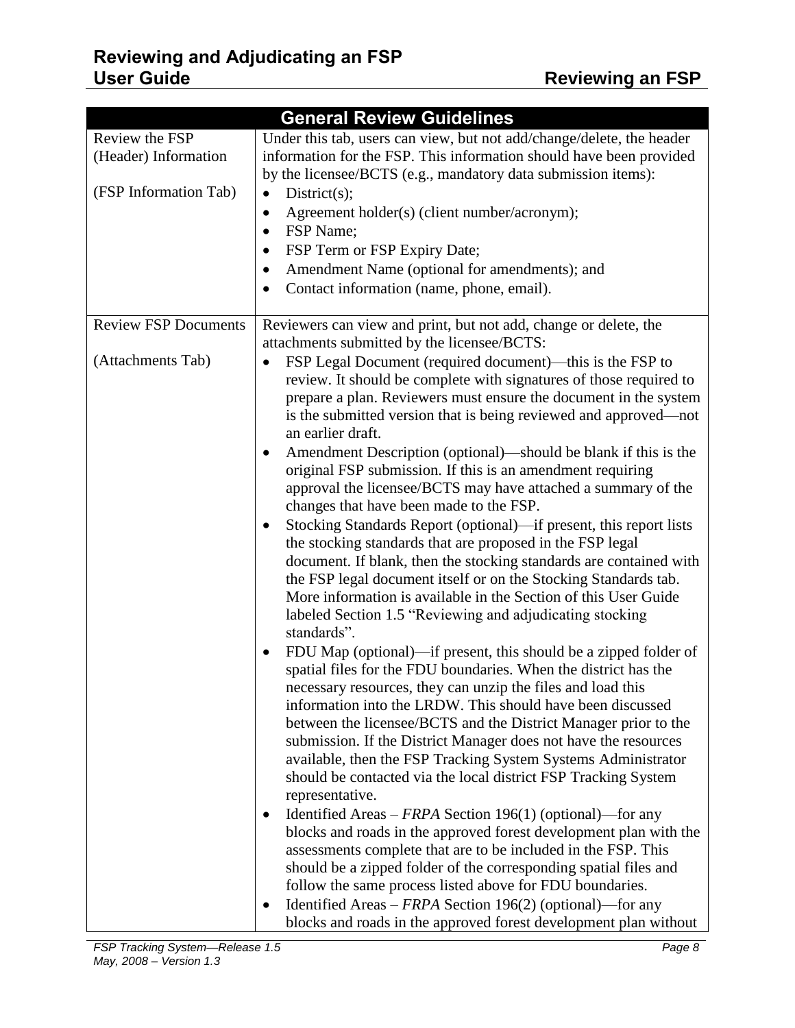| General Review Guidelines | |
|---|---|
| Review the FSP (Header) Information<br><br>(FSP Information Tab) | Under this tab, users can view, but not add/change/delete, the header information for the FSP. This information should have been provided by the licensee/BCTS (e.g., mandatory data submission items):<br>• District(s);<br>• Agreement holder(s) (client number/acronym);<br>• FSP Name;<br>• FSP Term or FSP Expiry Date;<br>• Amendment Name (optional for amendments); and<br>• Contact information (name, phone, email). |
| Review FSP Documents<br><br>(Attachments Tab) | Reviewers can view and print, but not add, change or delete, the attachments submitted by the licensee/BCTS:<br>• FSP Legal Document (required document)—this is the FSP to review. It should be complete with signatures of those required to prepare a plan. Reviewers must ensure the document in the system is the submitted version that is being reviewed and approved—not an earlier draft.<br>• Amendment Description (optional)—should be blank if this is the original FSP submission. If this is an amendment requiring approval the licensee/BCTS may have attached a summary of the changes that have been made to the FSP.<br>• Stocking Standards Report (optional)—if present, this report lists the stocking standards that are proposed in the FSP legal document. If blank, then the stocking standards are contained with the FSP legal document itself or on the Stocking Standards tab. More information is available in the Section of this User Guide labeled Section 1.5 "Reviewing and adjudicating stocking standards".<br>• FDU Map (optional)—if present, this should be a zipped folder of spatial files for the FDU boundaries. When the district has the necessary resources, they can unzip the files and load this information into the LRDW. This should have been discussed between the licensee/BCTS and the District Manager prior to the submission. If the District Manager does not have the resources available, then the FSP Tracking System Systems Administrator should be contacted via the local district FSP Tracking System representative.<br>• Identified Areas – *FRPA* Section 196(1) (optional)—for any blocks and roads in the approved forest development plan with the assessments complete that are to be included in the FSP. This should be a zipped folder of the corresponding spatial files and follow the same process listed above for FDU boundaries.<br>• Identified Areas – *FRPA* Section 196(2) (optional)—for any blocks and roads in the approved forest development plan without |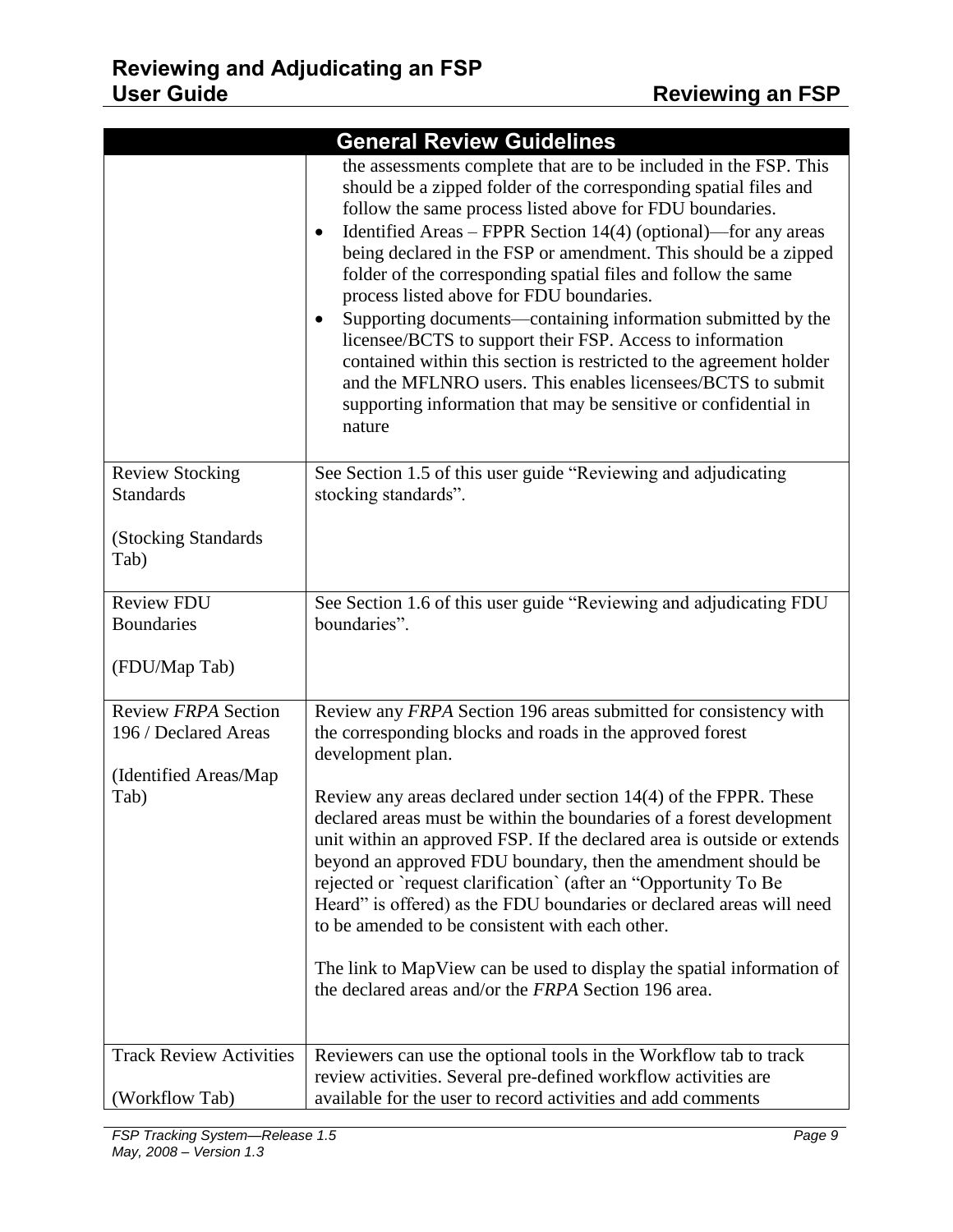| General Review Guidelines | |
|---|---|
| | the assessments complete that are to be included in the FSP. This should be a zipped folder of the corresponding spatial files and follow the same process listed above for FDU boundaries.<br>• Identified Areas – FPPR Section 14(4) (optional)—for any areas being declared in the FSP or amendment. This should be a zipped folder of the corresponding spatial files and follow the same process listed above for FDU boundaries.<br>• Supporting documents—containing information submitted by the licensee/BCTS to support their FSP. Access to information contained within this section is restricted to the agreement holder and the MFLNRO users. This enables licensees/BCTS to submit supporting information that may be sensitive or confidential in nature |
| Review Stocking Standards<br><br>(Stocking Standards Tab) | See Section 1.5 of this user guide "Reviewing and adjudicating stocking standards". |
| Review FDU Boundaries<br><br>(FDU/Map Tab) | See Section 1.6 of this user guide "Reviewing and adjudicating FDU boundaries". |
| Review *FRPA* Section 196 / Declared Areas<br><br>(Identified Areas/Map Tab) | Review any *FRPA* Section 196 areas submitted for consistency with the corresponding blocks and roads in the approved forest development plan.<br><br>Review any areas declared under section 14(4) of the FPPR. These declared areas must be within the boundaries of a forest development unit within an approved FSP. If the declared area is outside or extends beyond an approved FDU boundary, then the amendment should be rejected or `request clarification` (after an "Opportunity To Be Heard" is offered) as the FDU boundaries or declared areas will need to be amended to be consistent with each other.<br><br>The link to MapView can be used to display the spatial information of the declared areas and/or the *FRPA* Section 196 area. |
| Track Review Activities<br><br>(Workflow Tab) | Reviewers can use the optional tools in the Workflow tab to track review activities. Several pre-defined workflow activities are available for the user to record activities and add comments |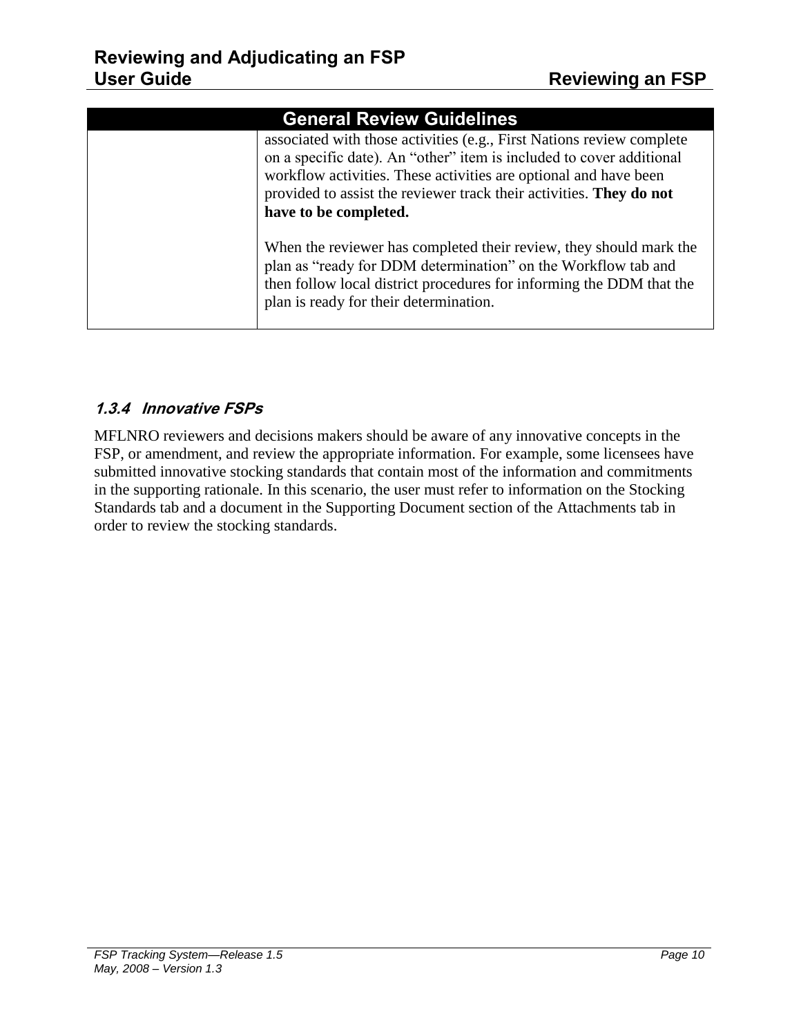| General Review Guidelines | |
|---|---|
| | associated with those activities (e.g., First Nations review complete on a specific date). An “other” item is included to cover additional workflow activities. These activities are optional and have been provided to assist the reviewer track their activities. **They do not have to be completed.**<br><br>When the reviewer has completed their review, they should mark the plan as “ready for DDM determination” on the Workflow tab and then follow local district procedures for informing the DDM that the plan is ready for their determination. |

### *1.3.4 Innovative FSPs*

MFLNRO reviewers and decisions makers should be aware of any innovative concepts in the FSP, or amendment, and review the appropriate information. For example, some licensees have submitted innovative stocking standards that contain most of the information and commitments in the supporting rationale. In this scenario, the user must refer to information on the Stocking Standards tab and a document in the Supporting Document section of the Attachments tab in order to review the stocking standards.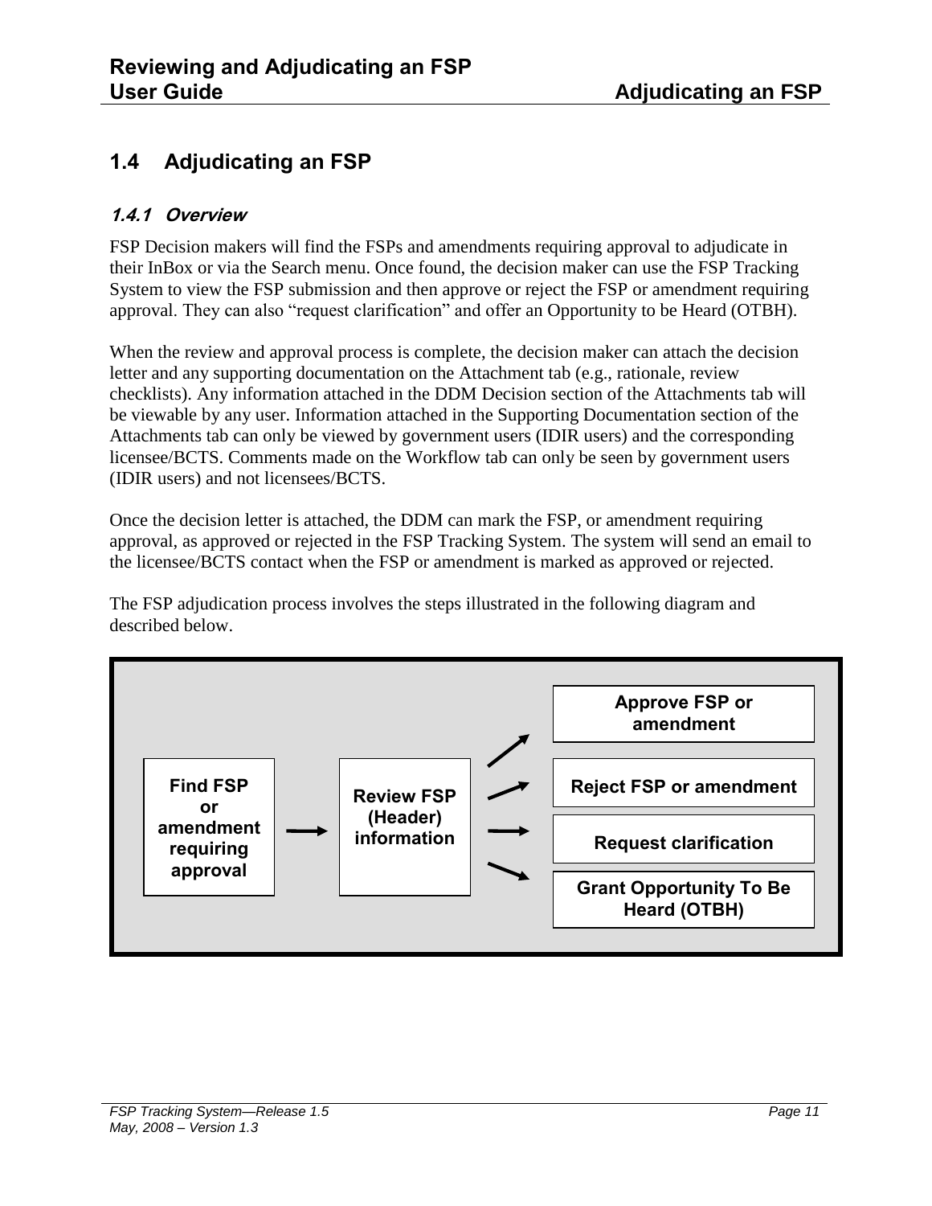## 1.4 Adjudicating an FSP

### *1.4.1 Overview*

FSP Decision makers will find the FSPs and amendments requiring approval to adjudicate in their InBox or via the Search menu. Once found, the decision maker can use the FSP Tracking System to view the FSP submission and then approve or reject the FSP or amendment requiring approval. They can also "request clarification" and offer an Opportunity to be Heard (OTBH).

When the review and approval process is complete, the decision maker can attach the decision letter and any supporting documentation on the Attachment tab (e.g., rationale, review checklists). Any information attached in the DDM Decision section of the Attachments tab will be viewable by any user. Information attached in the Supporting Documentation section of the Attachments tab can only be viewed by government users (IDIR users) and the corresponding licensee/BCTS. Comments made on the Workflow tab can only be seen by government users (IDIR users) and not licensees/BCTS.

Once the decision letter is attached, the DDM can mark the FSP, or amendment requiring approval, as approved or rejected in the FSP Tracking System. The system will send an email to the licensee/BCTS contact when the FSP or amendment is marked as approved or rejected.

The FSP adjudication process involves the steps illustrated in the following diagram and described below.

**Find FSP or amendment requiring approval** → **Review FSP (Header) information** →

- **Approve FSP or amendment**
- **Reject FSP or amendment**
- **Request clarification**
- **Grant Opportunity To Be Heard (OTBH)**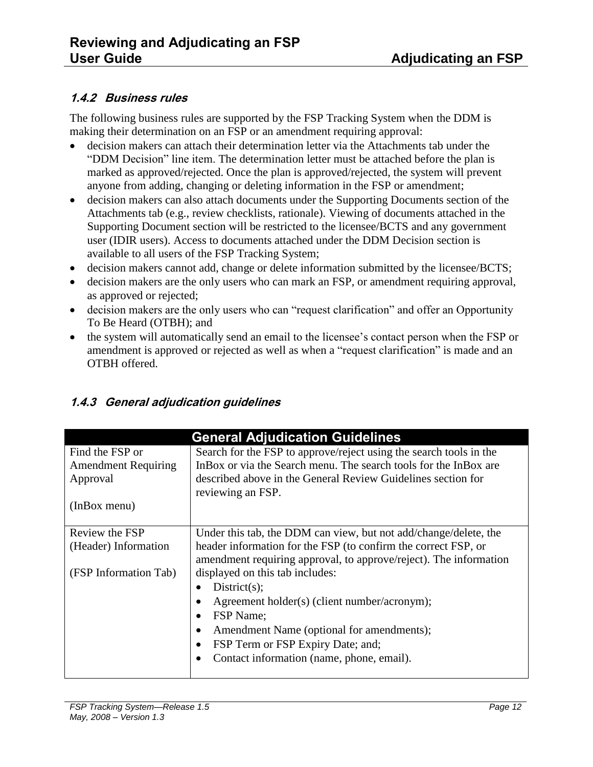### 1.4.2 Business rules

The following business rules are supported by the FSP Tracking System when the DDM is making their determination on an FSP or an amendment requiring approval:

- decision makers can attach their determination letter via the Attachments tab under the "DDM Decision" line item. The determination letter must be attached before the plan is marked as approved/rejected. Once the plan is approved/rejected, the system will prevent anyone from adding, changing or deleting information in the FSP or amendment;
- decision makers can also attach documents under the Supporting Documents section of the Attachments tab (e.g., review checklists, rationale). Viewing of documents attached in the Supporting Document section will be restricted to the licensee/BCTS and any government user (IDIR users). Access to documents attached under the DDM Decision section is available to all users of the FSP Tracking System;
- decision makers cannot add, change or delete information submitted by the licensee/BCTS;
- decision makers are the only users who can mark an FSP, or amendment requiring approval, as approved or rejected;
- decision makers are the only users who can "request clarification" and offer an Opportunity To Be Heard (OTBH); and
- the system will automatically send an email to the licensee's contact person when the FSP or amendment is approved or rejected as well as when a "request clarification" is made and an OTBH offered.

### 1.4.3 General adjudication guidelines

| General Adjudication Guidelines | |
|---|---|
| Find the FSP or Amendment Requiring Approval<br><br>(InBox menu) | Search for the FSP to approve/reject using the search tools in the InBox or via the Search menu. The search tools for the InBox are described above in the General Review Guidelines section for reviewing an FSP. |
| Review the FSP (Header) Information<br><br>(FSP Information Tab) | Under this tab, the DDM can view, but not add/change/delete, the header information for the FSP (to confirm the correct FSP, or amendment requiring approval, to approve/reject). The information displayed on this tab includes:<br>• District(s);<br>• Agreement holder(s) (client number/acronym);<br>• FSP Name;<br>• Amendment Name (optional for amendments);<br>• FSP Term or FSP Expiry Date; and;<br>• Contact information (name, phone, email). |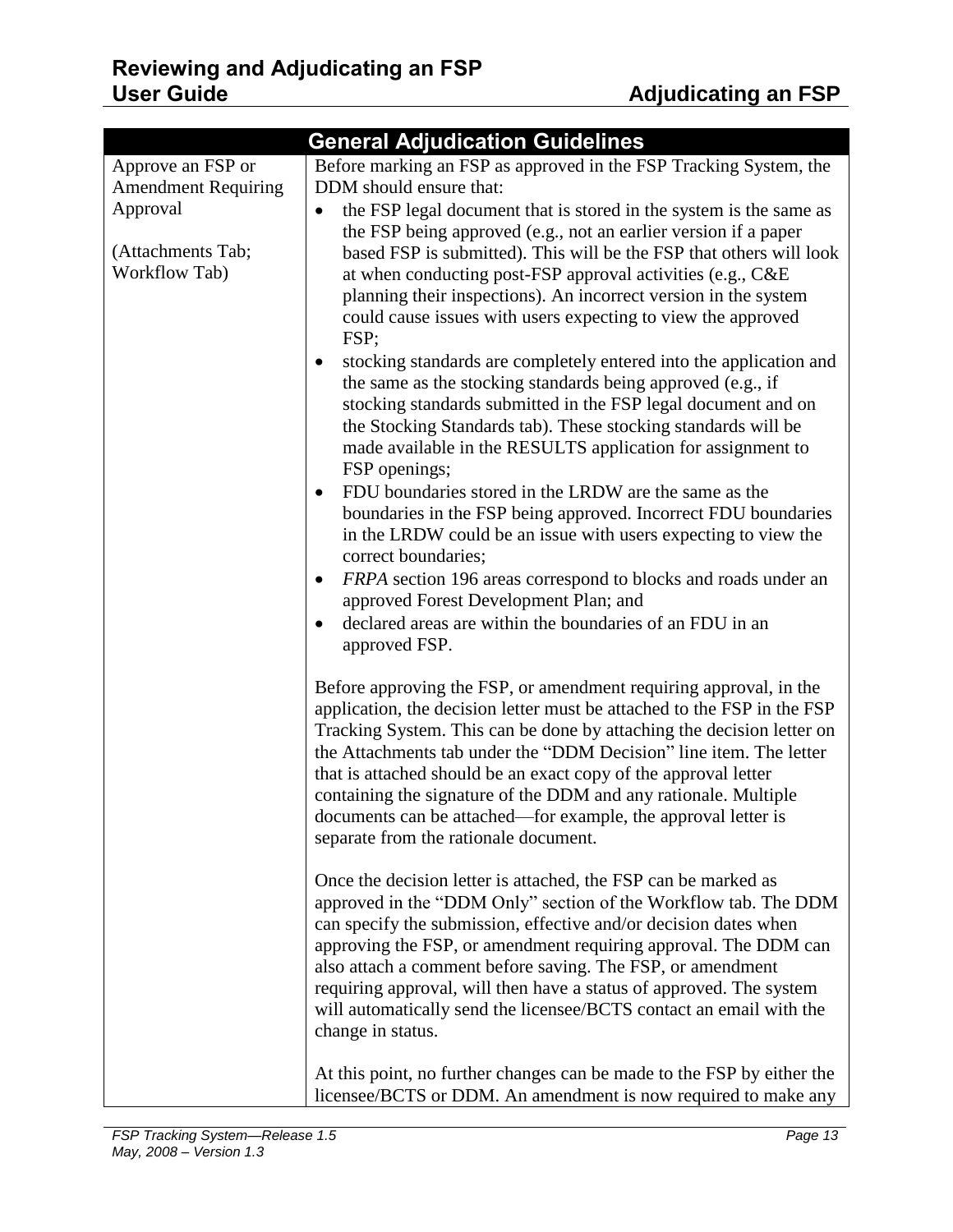| General Adjudication Guidelines | |
|---|---|
| Approve an FSP or Amendment Requiring Approval<br><br>(Attachments Tab; Workflow Tab) | Before marking an FSP as approved in the FSP Tracking System, the DDM should ensure that:<br>• the FSP legal document that is stored in the system is the same as the FSP being approved (e.g., not an earlier version if a paper based FSP is submitted). This will be the FSP that others will look at when conducting post-FSP approval activities (e.g., C&E planning their inspections). An incorrect version in the system could cause issues with users expecting to view the approved FSP;<br>• stocking standards are completely entered into the application and the same as the stocking standards being approved (e.g., if stocking standards submitted in the FSP legal document and on the Stocking Standards tab). These stocking standards will be made available in the RESULTS application for assignment to FSP openings;<br>• FDU boundaries stored in the LRDW are the same as the boundaries in the FSP being approved. Incorrect FDU boundaries in the LRDW could be an issue with users expecting to view the correct boundaries;<br>• *FRPA* section 196 areas correspond to blocks and roads under an approved Forest Development Plan; and<br>• declared areas are within the boundaries of an FDU in an approved FSP.<br><br>Before approving the FSP, or amendment requiring approval, in the application, the decision letter must be attached to the FSP in the FSP Tracking System. This can be done by attaching the decision letter on the Attachments tab under the "DDM Decision" line item. The letter that is attached should be an exact copy of the approval letter containing the signature of the DDM and any rationale. Multiple documents can be attached—for example, the approval letter is separate from the rationale document.<br><br>Once the decision letter is attached, the FSP can be marked as approved in the "DDM Only" section of the Workflow tab. The DDM can specify the submission, effective and/or decision dates when approving the FSP, or amendment requiring approval. The DDM can also attach a comment before saving. The FSP, or amendment requiring approval, will then have a status of approved. The system will automatically send the licensee/BCTS contact an email with the change in status.<br><br>At this point, no further changes can be made to the FSP by either the licensee/BCTS or DDM. An amendment is now required to make any |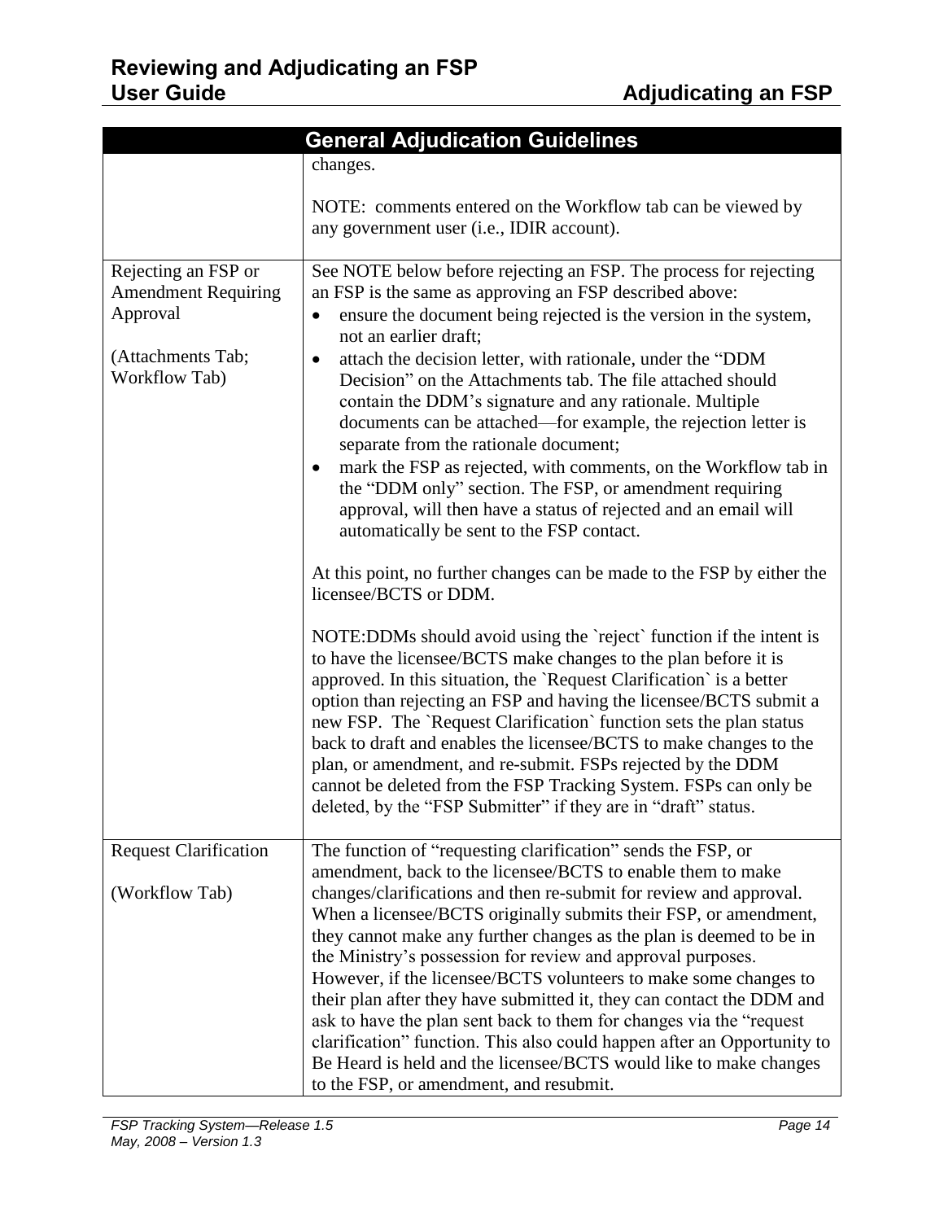| General Adjudication Guidelines | |
|---|---|
| | changes.<br><br>NOTE: comments entered on the Workflow tab can be viewed by any government user (i.e., IDIR account). |
| Rejecting an FSP or Amendment Requiring Approval<br><br>(Attachments Tab; Workflow Tab) | See NOTE below before rejecting an FSP. The process for rejecting an FSP is the same as approving an FSP described above:<br>• ensure the document being rejected is the version in the system, not an earlier draft;<br>• attach the decision letter, with rationale, under the "DDM Decision" on the Attachments tab. The file attached should contain the DDM's signature and any rationale. Multiple documents can be attached—for example, the rejection letter is separate from the rationale document;<br>• mark the FSP as rejected, with comments, on the Workflow tab in the "DDM only" section. The FSP, or amendment requiring approval, will then have a status of rejected and an email will automatically be sent to the FSP contact.<br><br>At this point, no further changes can be made to the FSP by either the licensee/BCTS or DDM.<br><br>NOTE:DDMs should avoid using the `reject` function if the intent is to have the licensee/BCTS make changes to the plan before it is approved. In this situation, the `Request Clarification` is a better option than rejecting an FSP and having the licensee/BCTS submit a new FSP. The `Request Clarification` function sets the plan status back to draft and enables the licensee/BCTS to make changes to the plan, or amendment, and re-submit. FSPs rejected by the DDM cannot be deleted from the FSP Tracking System. FSPs can only be deleted, by the "FSP Submitter" if they are in "draft" status. |
| Request Clarification<br><br>(Workflow Tab) | The function of "requesting clarification" sends the FSP, or amendment, back to the licensee/BCTS to enable them to make changes/clarifications and then re-submit for review and approval. When a licensee/BCTS originally submits their FSP, or amendment, they cannot make any further changes as the plan is deemed to be in the Ministry's possession for review and approval purposes. However, if the licensee/BCTS volunteers to make some changes to their plan after they have submitted it, they can contact the DDM and ask to have the plan sent back to them for changes via the "request clarification" function. This also could happen after an Opportunity to Be Heard is held and the licensee/BCTS would like to make changes to the FSP, or amendment, and resubmit. |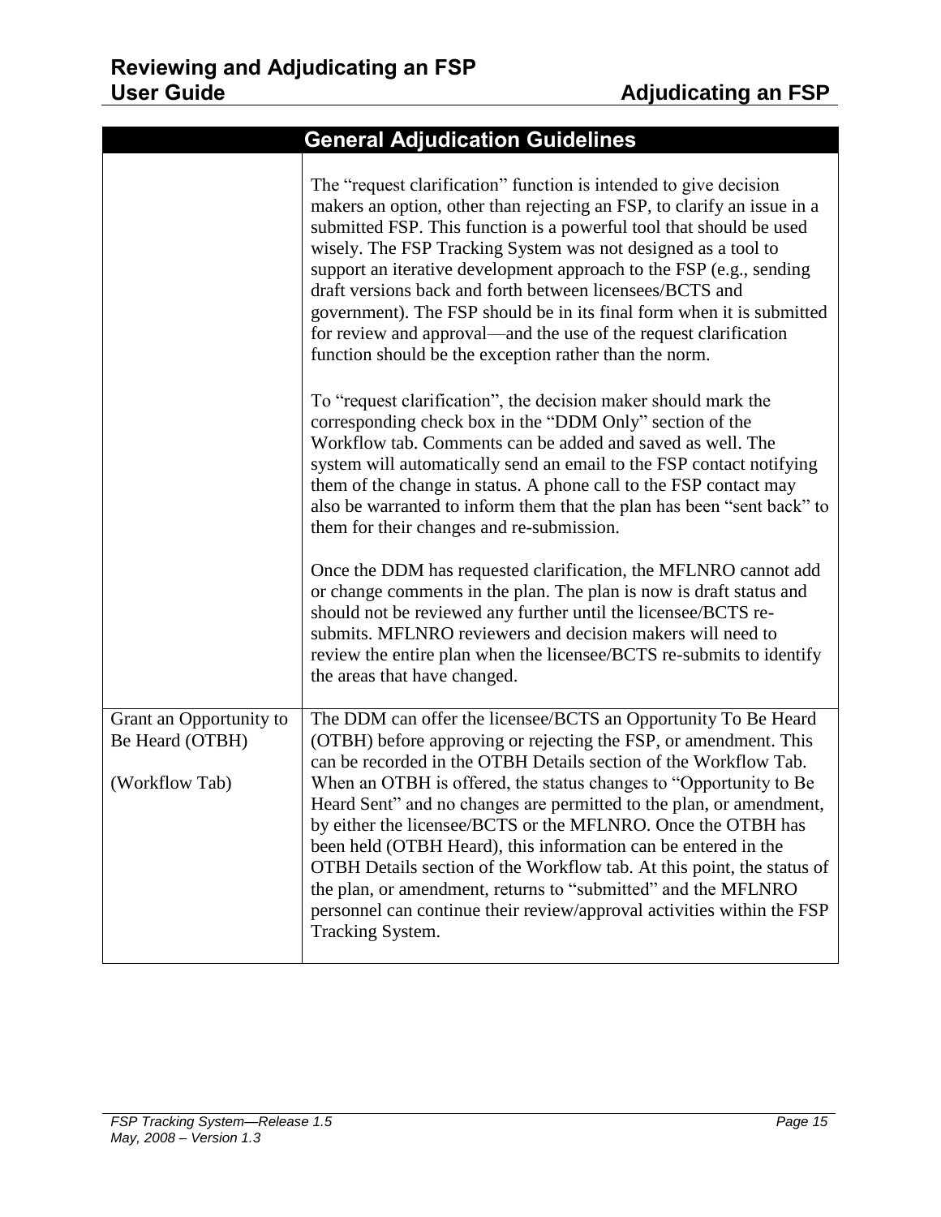| General Adjudication Guidelines | |
|---|---|
| | The “request clarification” function is intended to give decision makers an option, other than rejecting an FSP, to clarify an issue in a submitted FSP. This function is a powerful tool that should be used wisely. The FSP Tracking System was not designed as a tool to support an iterative development approach to the FSP (e.g., sending draft versions back and forth between licensees/BCTS and government). The FSP should be in its final form when it is submitted for review and approval—and the use of the request clarification function should be the exception rather than the norm.<br><br>To “request clarification”, the decision maker should mark the corresponding check box in the “DDM Only” section of the Workflow tab. Comments can be added and saved as well. The system will automatically send an email to the FSP contact notifying them of the change in status. A phone call to the FSP contact may also be warranted to inform them that the plan has been “sent back” to them for their changes and re-submission.<br><br>Once the DDM has requested clarification, the MFLNRO cannot add or change comments in the plan. The plan is now is draft status and should not be reviewed any further until the licensee/BCTS re-submits. MFLNRO reviewers and decision makers will need to review the entire plan when the licensee/BCTS re-submits to identify the areas that have changed. |
| Grant an Opportunity to Be Heard (OTBH)<br><br>(Workflow Tab) | The DDM can offer the licensee/BCTS an Opportunity To Be Heard (OTBH) before approving or rejecting the FSP, or amendment. This can be recorded in the OTBH Details section of the Workflow Tab. When an OTBH is offered, the status changes to “Opportunity to Be Heard Sent” and no changes are permitted to the plan, or amendment, by either the licensee/BCTS or the MFLNRO. Once the OTBH has been held (OTBH Heard), this information can be entered in the OTBH Details section of the Workflow tab. At this point, the status of the plan, or amendment, returns to “submitted” and the MFLNRO personnel can continue their review/approval activities within the FSP Tracking System. |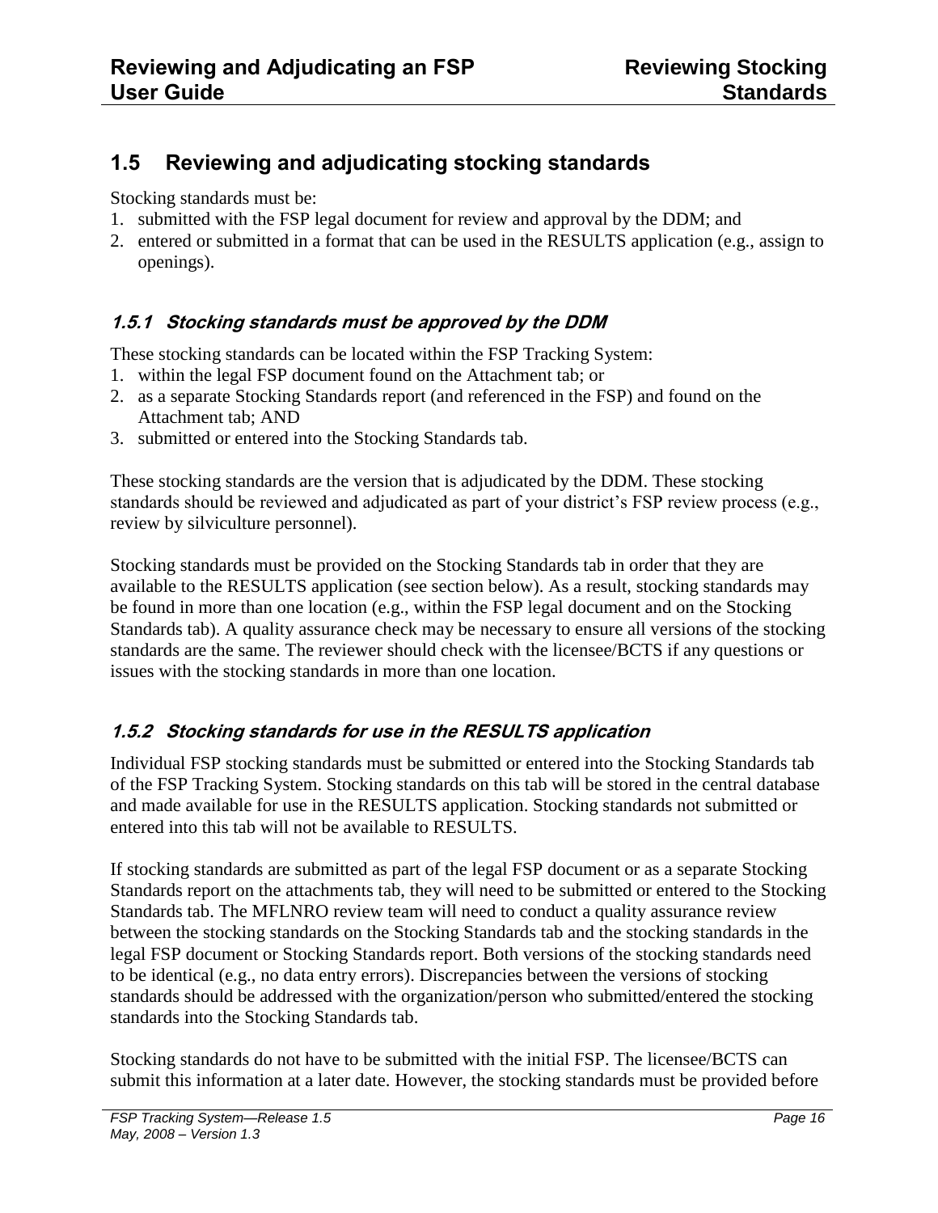## 1.5 Reviewing and adjudicating stocking standards

Stocking standards must be:

1. submitted with the FSP legal document for review and approval by the DDM; and
2. entered or submitted in a format that can be used in the RESULTS application (e.g., assign to openings).

### *1.5.1 Stocking standards must be approved by the DDM*

These stocking standards can be located within the FSP Tracking System:

1. within the legal FSP document found on the Attachment tab; or
2. as a separate Stocking Standards report (and referenced in the FSP) and found on the Attachment tab; AND
3. submitted or entered into the Stocking Standards tab.

These stocking standards are the version that is adjudicated by the DDM. These stocking standards should be reviewed and adjudicated as part of your district's FSP review process (e.g., review by silviculture personnel).

Stocking standards must be provided on the Stocking Standards tab in order that they are available to the RESULTS application (see section below). As a result, stocking standards may be found in more than one location (e.g., within the FSP legal document and on the Stocking Standards tab). A quality assurance check may be necessary to ensure all versions of the stocking standards are the same. The reviewer should check with the licensee/BCTS if any questions or issues with the stocking standards in more than one location.

### *1.5.2 Stocking standards for use in the RESULTS application*

Individual FSP stocking standards must be submitted or entered into the Stocking Standards tab of the FSP Tracking System. Stocking standards on this tab will be stored in the central database and made available for use in the RESULTS application. Stocking standards not submitted or entered into this tab will not be available to RESULTS.

If stocking standards are submitted as part of the legal FSP document or as a separate Stocking Standards report on the attachments tab, they will need to be submitted or entered to the Stocking Standards tab. The MFLNRO review team will need to conduct a quality assurance review between the stocking standards on the Stocking Standards tab and the stocking standards in the legal FSP document or Stocking Standards report. Both versions of the stocking standards need to be identical (e.g., no data entry errors). Discrepancies between the versions of stocking standards should be addressed with the organization/person who submitted/entered the stocking standards into the Stocking Standards tab.

Stocking standards do not have to be submitted with the initial FSP. The licensee/BCTS can submit this information at a later date. However, the stocking standards must be provided before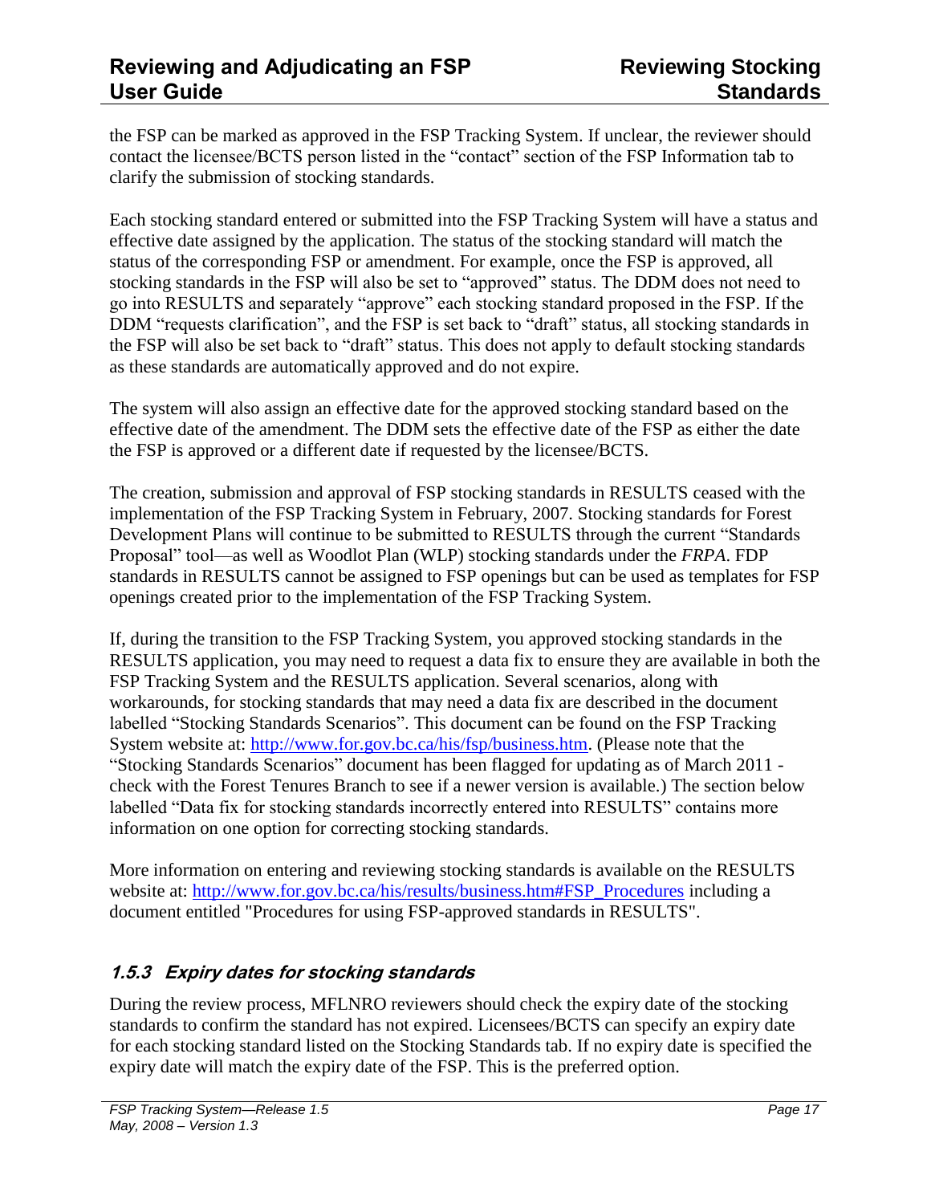the FSP can be marked as approved in the FSP Tracking System. If unclear, the reviewer should contact the licensee/BCTS person listed in the "contact" section of the FSP Information tab to clarify the submission of stocking standards.

Each stocking standard entered or submitted into the FSP Tracking System will have a status and effective date assigned by the application. The status of the stocking standard will match the status of the corresponding FSP or amendment. For example, once the FSP is approved, all stocking standards in the FSP will also be set to "approved" status. The DDM does not need to go into RESULTS and separately "approve" each stocking standard proposed in the FSP. If the DDM "requests clarification", and the FSP is set back to "draft" status, all stocking standards in the FSP will also be set back to "draft" status. This does not apply to default stocking standards as these standards are automatically approved and do not expire.

The system will also assign an effective date for the approved stocking standard based on the effective date of the amendment. The DDM sets the effective date of the FSP as either the date the FSP is approved or a different date if requested by the licensee/BCTS.

The creation, submission and approval of FSP stocking standards in RESULTS ceased with the implementation of the FSP Tracking System in February, 2007. Stocking standards for Forest Development Plans will continue to be submitted to RESULTS through the current "Standards Proposal" tool—as well as Woodlot Plan (WLP) stocking standards under the *FRPA*. FDP standards in RESULTS cannot be assigned to FSP openings but can be used as templates for FSP openings created prior to the implementation of the FSP Tracking System.

If, during the transition to the FSP Tracking System, you approved stocking standards in the RESULTS application, you may need to request a data fix to ensure they are available in both the FSP Tracking System and the RESULTS application. Several scenarios, along with workarounds, for stocking standards that may need a data fix are described in the document labelled "Stocking Standards Scenarios". This document can be found on the FSP Tracking System website at: [http://www.for.gov.bc.ca/his/fsp/business.htm](http://www.for.gov.bc.ca/his/fsp/business.htm). (Please note that the "Stocking Standards Scenarios" document has been flagged for updating as of March 2011 - check with the Forest Tenures Branch to see if a newer version is available.) The section below labelled "Data fix for stocking standards incorrectly entered into RESULTS" contains more information on one option for correcting stocking standards.

More information on entering and reviewing stocking standards is available on the RESULTS website at: [http://www.for.gov.bc.ca/his/results/business.htm#FSP_Procedures](http://www.for.gov.bc.ca/his/results/business.htm#FSP_Procedures) including a document entitled "Procedures for using FSP-approved standards in RESULTS".

### *1.5.3 Expiry dates for stocking standards*

During the review process, MFLNRO reviewers should check the expiry date of the stocking standards to confirm the standard has not expired. Licensees/BCTS can specify an expiry date for each stocking standard listed on the Stocking Standards tab. If no expiry date is specified the expiry date will match the expiry date of the FSP. This is the preferred option.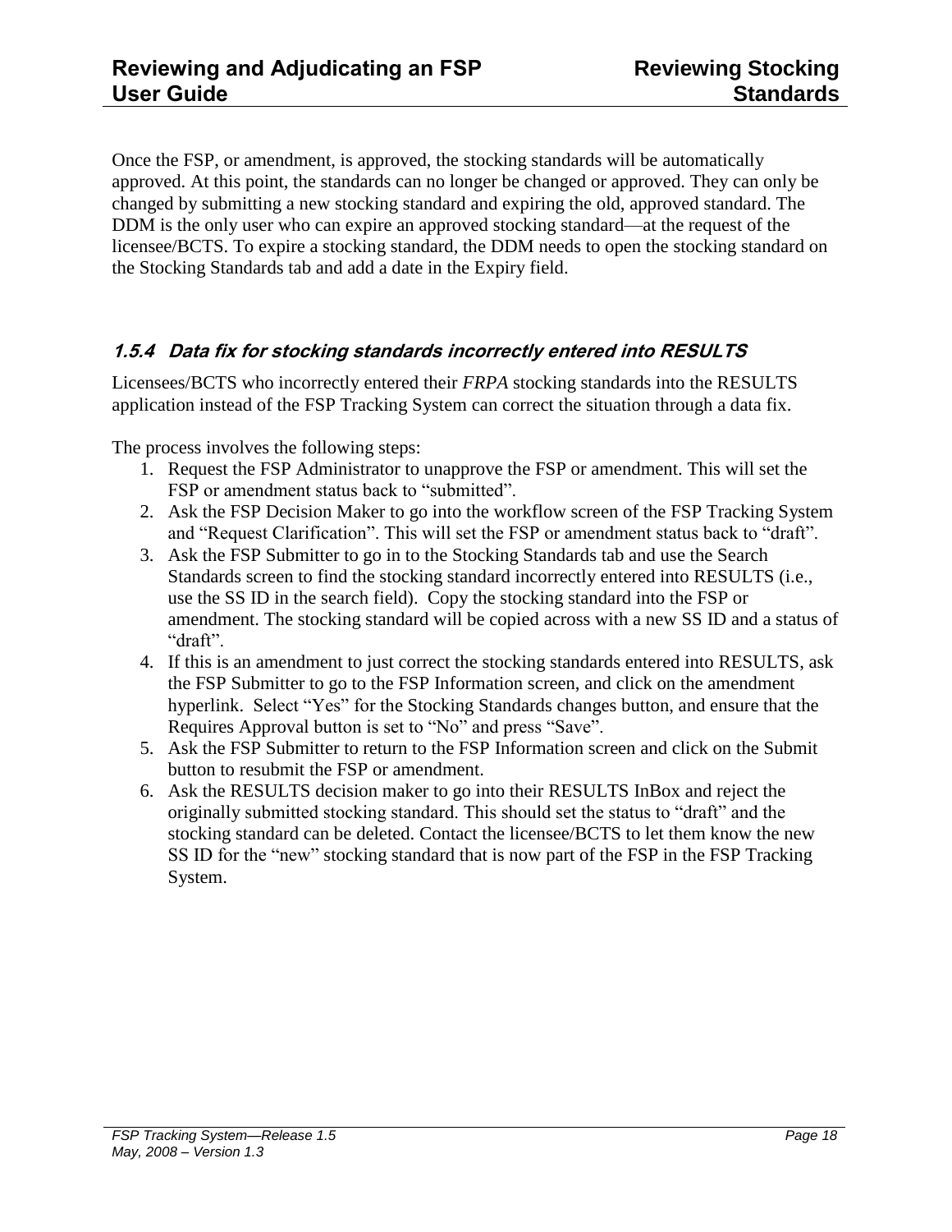Once the FSP, or amendment, is approved, the stocking standards will be automatically approved. At this point, the standards can no longer be changed or approved. They can only be changed by submitting a new stocking standard and expiring the old, approved standard. The DDM is the only user who can expire an approved stocking standard—at the request of the licensee/BCTS. To expire a stocking standard, the DDM needs to open the stocking standard on the Stocking Standards tab and add a date in the Expiry field.

### *1.5.4 Data fix for stocking standards incorrectly entered into RESULTS*

Licensees/BCTS who incorrectly entered their *FRPA* stocking standards into the RESULTS application instead of the FSP Tracking System can correct the situation through a data fix.

The process involves the following steps:

1. Request the FSP Administrator to unapprove the FSP or amendment. This will set the FSP or amendment status back to "submitted".
2. Ask the FSP Decision Maker to go into the workflow screen of the FSP Tracking System and "Request Clarification". This will set the FSP or amendment status back to "draft".
3. Ask the FSP Submitter to go in to the Stocking Standards tab and use the Search Standards screen to find the stocking standard incorrectly entered into RESULTS (i.e., use the SS ID in the search field). Copy the stocking standard into the FSP or amendment. The stocking standard will be copied across with a new SS ID and a status of "draft".
4. If this is an amendment to just correct the stocking standards entered into RESULTS, ask the FSP Submitter to go to the FSP Information screen, and click on the amendment hyperlink. Select "Yes" for the Stocking Standards changes button, and ensure that the Requires Approval button is set to "No" and press "Save".
5. Ask the FSP Submitter to return to the FSP Information screen and click on the Submit button to resubmit the FSP or amendment.
6. Ask the RESULTS decision maker to go into their RESULTS InBox and reject the originally submitted stocking standard. This should set the status to "draft" and the stocking standard can be deleted. Contact the licensee/BCTS to let them know the new SS ID for the "new" stocking standard that is now part of the FSP in the FSP Tracking System.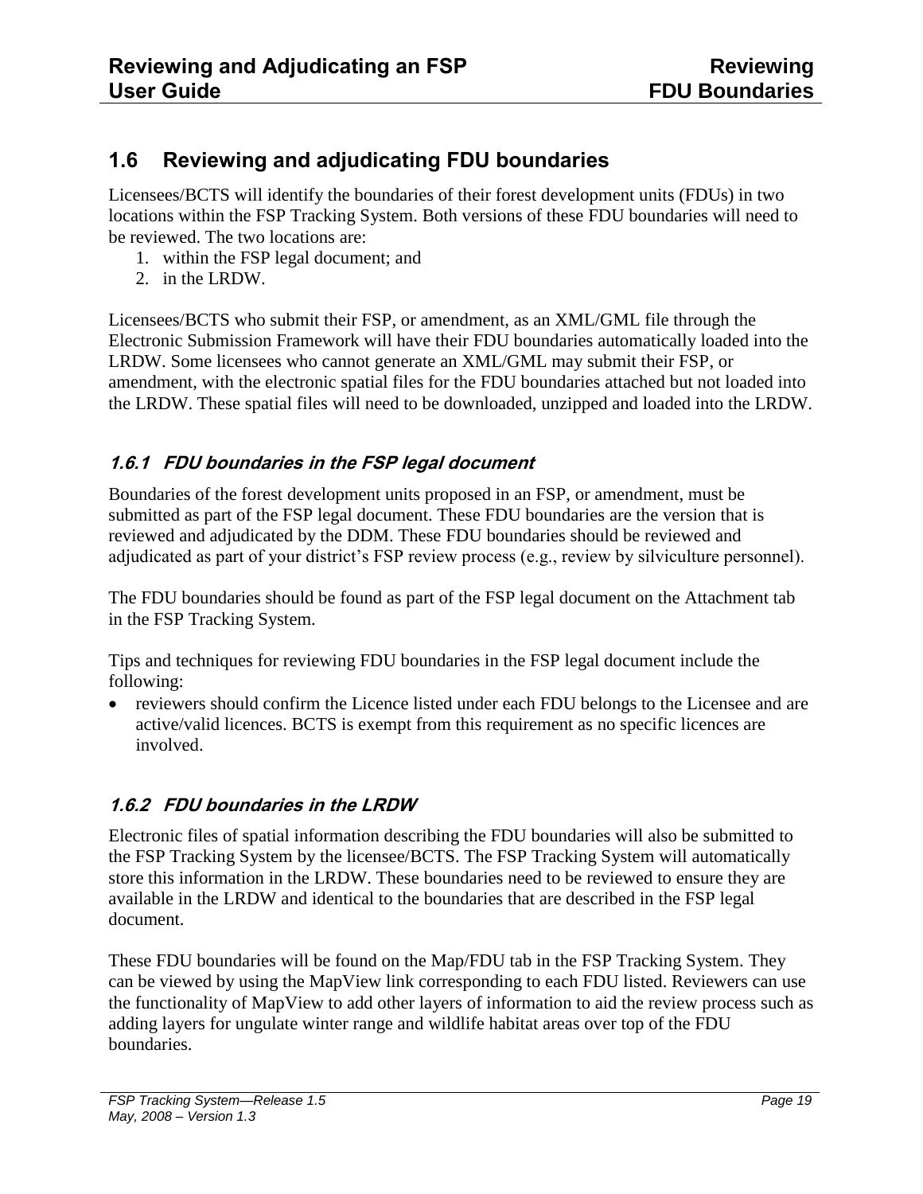## 1.6 Reviewing and adjudicating FDU boundaries

Licensees/BCTS will identify the boundaries of their forest development units (FDUs) in two locations within the FSP Tracking System. Both versions of these FDU boundaries will need to be reviewed. The two locations are:

1. within the FSP legal document; and
2. in the LRDW.

Licensees/BCTS who submit their FSP, or amendment, as an XML/GML file through the Electronic Submission Framework will have their FDU boundaries automatically loaded into the LRDW. Some licensees who cannot generate an XML/GML may submit their FSP, or amendment, with the electronic spatial files for the FDU boundaries attached but not loaded into the LRDW. These spatial files will need to be downloaded, unzipped and loaded into the LRDW.

### *1.6.1 FDU boundaries in the FSP legal document*

Boundaries of the forest development units proposed in an FSP, or amendment, must be submitted as part of the FSP legal document. These FDU boundaries are the version that is reviewed and adjudicated by the DDM. These FDU boundaries should be reviewed and adjudicated as part of your district's FSP review process (e.g., review by silviculture personnel).

The FDU boundaries should be found as part of the FSP legal document on the Attachment tab in the FSP Tracking System.

Tips and techniques for reviewing FDU boundaries in the FSP legal document include the following:

- reviewers should confirm the Licence listed under each FDU belongs to the Licensee and are active/valid licences. BCTS is exempt from this requirement as no specific licences are involved.

### *1.6.2 FDU boundaries in the LRDW*

Electronic files of spatial information describing the FDU boundaries will also be submitted to the FSP Tracking System by the licensee/BCTS. The FSP Tracking System will automatically store this information in the LRDW. These boundaries need to be reviewed to ensure they are available in the LRDW and identical to the boundaries that are described in the FSP legal document.

These FDU boundaries will be found on the Map/FDU tab in the FSP Tracking System. They can be viewed by using the MapView link corresponding to each FDU listed. Reviewers can use the functionality of MapView to add other layers of information to aid the review process such as adding layers for ungulate winter range and wildlife habitat areas over top of the FDU boundaries.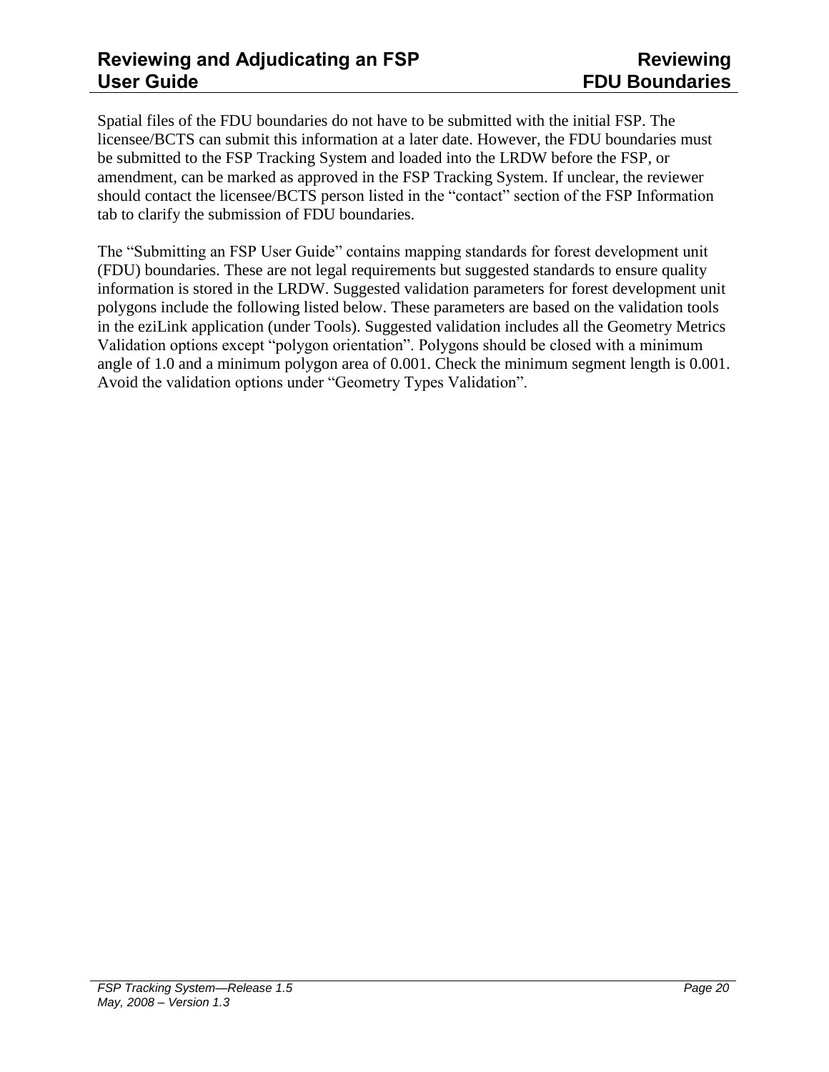Spatial files of the FDU boundaries do not have to be submitted with the initial FSP. The licensee/BCTS can submit this information at a later date. However, the FDU boundaries must be submitted to the FSP Tracking System and loaded into the LRDW before the FSP, or amendment, can be marked as approved in the FSP Tracking System. If unclear, the reviewer should contact the licensee/BCTS person listed in the “contact” section of the FSP Information tab to clarify the submission of FDU boundaries.

The “Submitting an FSP User Guide” contains mapping standards for forest development unit (FDU) boundaries. These are not legal requirements but suggested standards to ensure quality information is stored in the LRDW. Suggested validation parameters for forest development unit polygons include the following listed below. These parameters are based on the validation tools in the eziLink application (under Tools). Suggested validation includes all the Geometry Metrics Validation options except “polygon orientation”. Polygons should be closed with a minimum angle of 1.0 and a minimum polygon area of 0.001. Check the minimum segment length is 0.001. Avoid the validation options under “Geometry Types Validation”.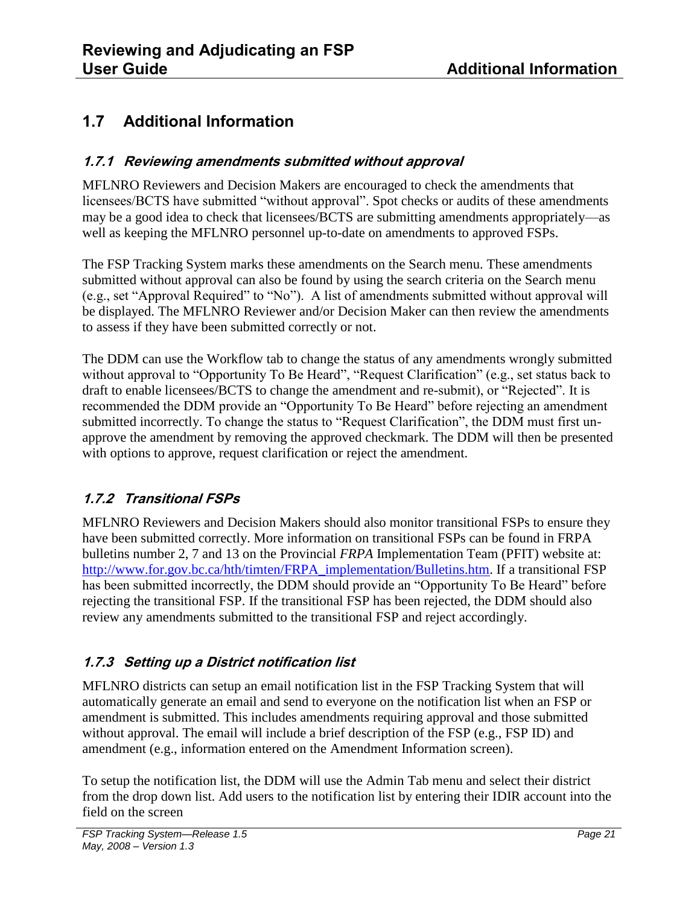## 1.7 Additional Information

### *1.7.1 Reviewing amendments submitted without approval*

MFLNRO Reviewers and Decision Makers are encouraged to check the amendments that licensees/BCTS have submitted "without approval". Spot checks or audits of these amendments may be a good idea to check that licensees/BCTS are submitting amendments appropriately—as well as keeping the MFLNRO personnel up-to-date on amendments to approved FSPs.

The FSP Tracking System marks these amendments on the Search menu. These amendments submitted without approval can also be found by using the search criteria on the Search menu (e.g., set "Approval Required" to "No"). A list of amendments submitted without approval will be displayed. The MFLNRO Reviewer and/or Decision Maker can then review the amendments to assess if they have been submitted correctly or not.

The DDM can use the Workflow tab to change the status of any amendments wrongly submitted without approval to "Opportunity To Be Heard", "Request Clarification" (e.g., set status back to draft to enable licensees/BCTS to change the amendment and re-submit), or "Rejected". It is recommended the DDM provide an "Opportunity To Be Heard" before rejecting an amendment submitted incorrectly. To change the status to "Request Clarification", the DDM must first un-approve the amendment by removing the approved checkmark. The DDM will then be presented with options to approve, request clarification or reject the amendment.

### *1.7.2 Transitional FSPs*

MFLNRO Reviewers and Decision Makers should also monitor transitional FSPs to ensure they have been submitted correctly. More information on transitional FSPs can be found in FRPA bulletins number 2, 7 and 13 on the Provincial *FRPA* Implementation Team (PFIT) website at: [http://www.for.gov.bc.ca/hth/timten/FRPA_implementation/Bulletins.htm](http://www.for.gov.bc.ca/hth/timten/FRPA_implementation/Bulletins.htm). If a transitional FSP has been submitted incorrectly, the DDM should provide an "Opportunity To Be Heard" before rejecting the transitional FSP. If the transitional FSP has been rejected, the DDM should also review any amendments submitted to the transitional FSP and reject accordingly.

### *1.7.3 Setting up a District notification list*

MFLNRO districts can setup an email notification list in the FSP Tracking System that will automatically generate an email and send to everyone on the notification list when an FSP or amendment is submitted. This includes amendments requiring approval and those submitted without approval. The email will include a brief description of the FSP (e.g., FSP ID) and amendment (e.g., information entered on the Amendment Information screen).

To setup the notification list, the DDM will use the Admin Tab menu and select their district from the drop down list. Add users to the notification list by entering their IDIR account into the field on the screen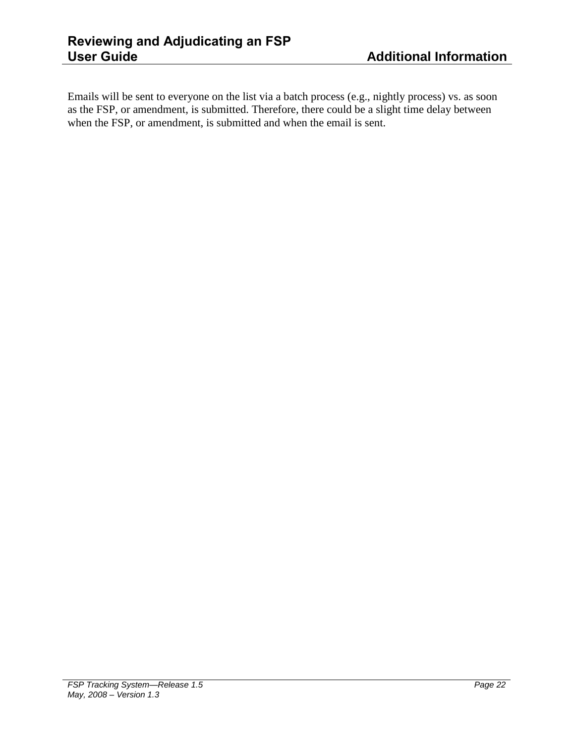Emails will be sent to everyone on the list via a batch process (e.g., nightly process) vs. as soon as the FSP, or amendment, is submitted. Therefore, there could be a slight time delay between when the FSP, or amendment, is submitted and when the email is sent.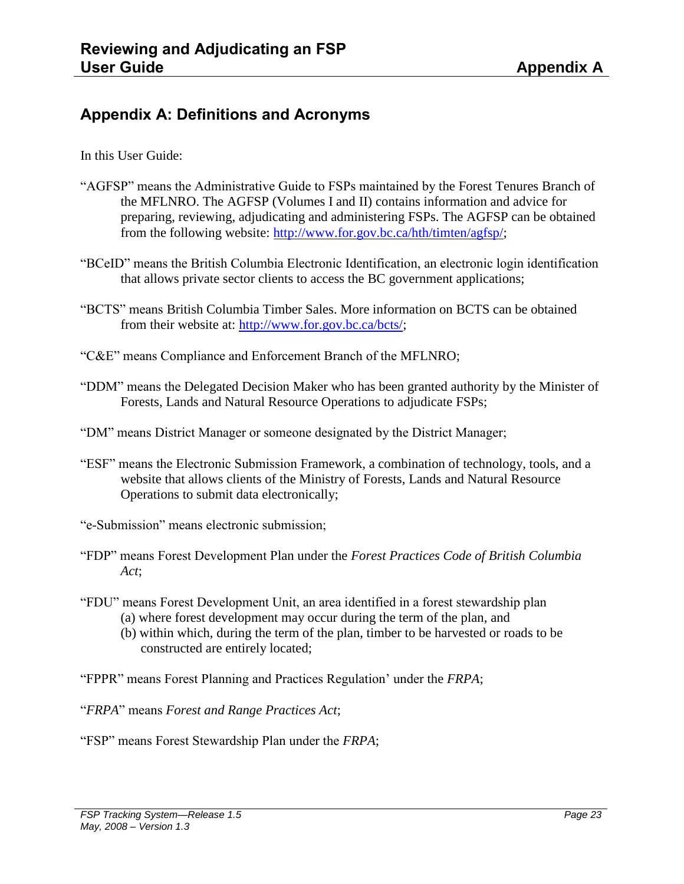## Appendix A: Definitions and Acronyms

In this User Guide:

"AGFSP" means the Administrative Guide to FSPs maintained by the Forest Tenures Branch of the MFLNRO. The AGFSP (Volumes I and II) contains information and advice for preparing, reviewing, adjudicating and administering FSPs. The AGFSP can be obtained from the following website: http://www.for.gov.bc.ca/hth/timten/agfsp/;

"BCeID" means the British Columbia Electronic Identification, an electronic login identification that allows private sector clients to access the BC government applications;

"BCTS" means British Columbia Timber Sales. More information on BCTS can be obtained from their website at: http://www.for.gov.bc.ca/bcts/;

"C&E" means Compliance and Enforcement Branch of the MFLNRO;

"DDM" means the Delegated Decision Maker who has been granted authority by the Minister of Forests, Lands and Natural Resource Operations to adjudicate FSPs;

"DM" means District Manager or someone designated by the District Manager;

"ESF" means the Electronic Submission Framework, a combination of technology, tools, and a website that allows clients of the Ministry of Forests, Lands and Natural Resource Operations to submit data electronically;

"e-Submission" means electronic submission;

"FDP" means Forest Development Plan under the *Forest Practices Code of British Columbia Act*;

"FDU" means Forest Development Unit, an area identified in a forest stewardship plan
- (a) where forest development may occur during the term of the plan, and
- (b) within which, during the term of the plan, timber to be harvested or roads to be constructed are entirely located;

"FPPR" means Forest Planning and Practices Regulation' under the *FRPA*;

"*FRPA*" means *Forest and Range Practices Act*;

"FSP" means Forest Stewardship Plan under the *FRPA*;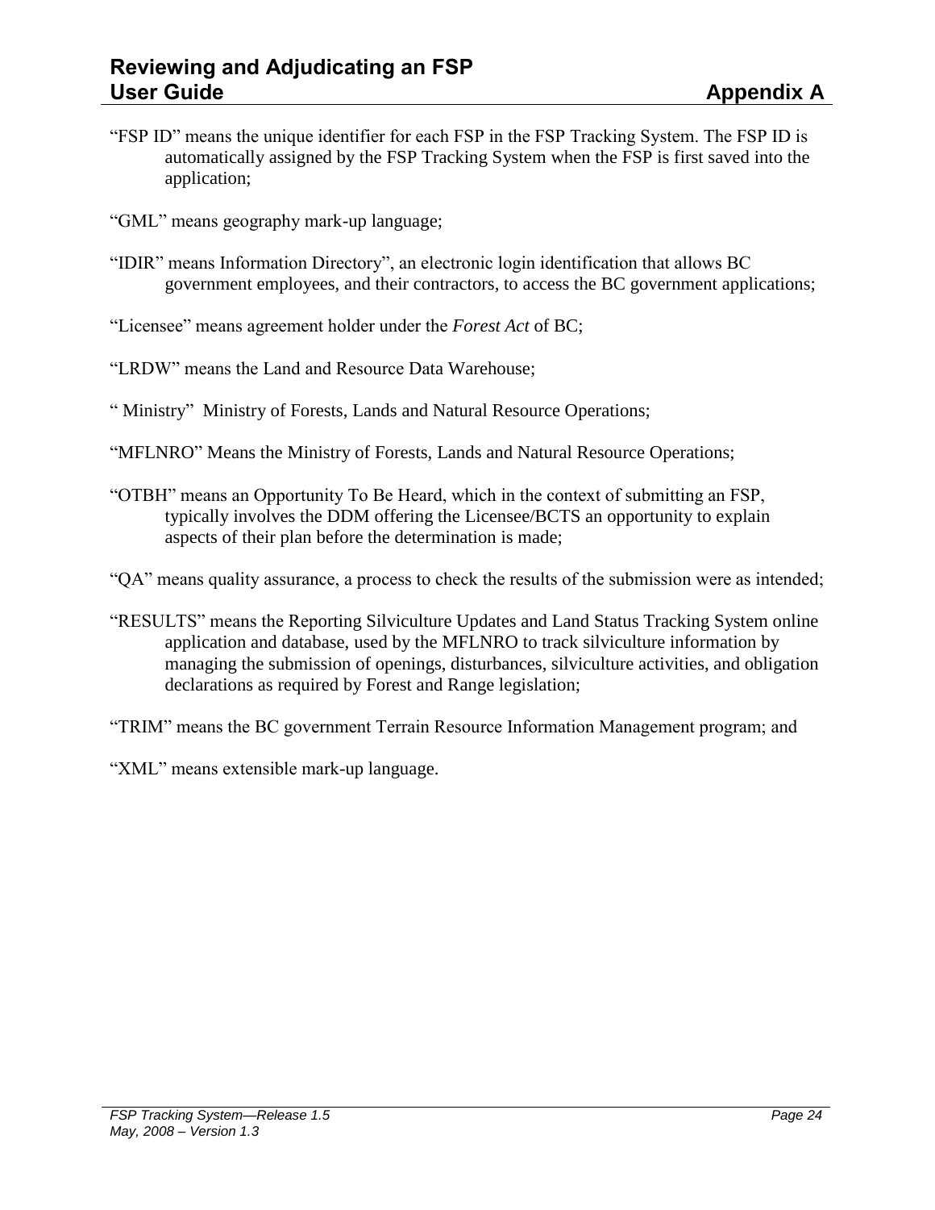"FSP ID" means the unique identifier for each FSP in the FSP Tracking System. The FSP ID is automatically assigned by the FSP Tracking System when the FSP is first saved into the application;

"GML" means geography mark-up language;

"IDIR" means Information Directory", an electronic login identification that allows BC government employees, and their contractors, to access the BC government applications;

"Licensee" means agreement holder under the *Forest Act* of BC;

"LRDW" means the Land and Resource Data Warehouse;

" Ministry"  Ministry of Forests, Lands and Natural Resource Operations;

"MFLNRO" Means the Ministry of Forests, Lands and Natural Resource Operations;

"OTBH" means an Opportunity To Be Heard, which in the context of submitting an FSP, typically involves the DDM offering the Licensee/BCTS an opportunity to explain aspects of their plan before the determination is made;

"QA" means quality assurance, a process to check the results of the submission were as intended;

"RESULTS" means the Reporting Silviculture Updates and Land Status Tracking System online application and database, used by the MFLNRO to track silviculture information by managing the submission of openings, disturbances, silviculture activities, and obligation declarations as required by Forest and Range legislation;

"TRIM" means the BC government Terrain Resource Information Management program; and

"XML" means extensible mark-up language.